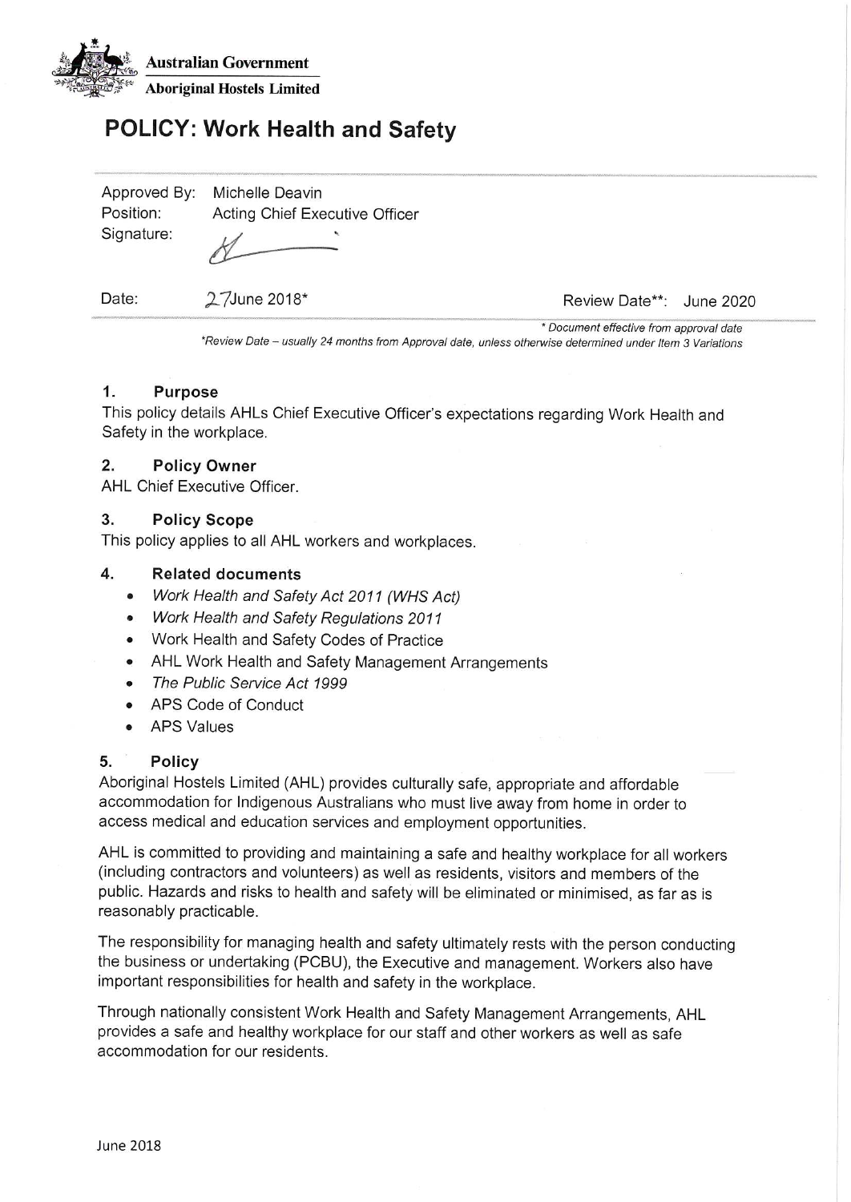Australian Government

Aboriginal Hostels Limited

# POLICY: Work Health and Safety

Approved By: Michelle Deavin

Position: Acting Chief Executive Officer

Signature:

Date: 27June 2018*

Review Date**: June 2020

* Document effective from approval date

*Review Date – usually 24 months from Approval date, unless otherwise determined under Item 3 Variations

## 1. Purpose

This policy details AHLs Chief Executive Officer's expectations regarding Work Health and Safety in the workplace.

## 2. Policy Owner

AHL Chief Executive Officer.

## 3. Policy Scope

This policy applies to all AHL workers and workplaces.

## 4. Related documents

- *Work Health and Safety Act 2011 (WHS Act)*
- *Work Health and Safety Regulations 2011*
- Work Health and Safety Codes of Practice
- AHL Work Health and Safety Management Arrangements
- *The Public Service Act 1999*
- APS Code of Conduct
- APS Values

## 5. Policy

Aboriginal Hostels Limited (AHL) provides culturally safe, appropriate and affordable accommodation for Indigenous Australians who must live away from home in order to access medical and education services and employment opportunities.

AHL is committed to providing and maintaining a safe and healthy workplace for all workers (including contractors and volunteers) as well as residents, visitors and members of the public. Hazards and risks to health and safety will be eliminated or minimised, as far as is reasonably practicable.

The responsibility for managing health and safety ultimately rests with the person conducting the business or undertaking (PCBU), the Executive and management. Workers also have important responsibilities for health and safety in the workplace.

Through nationally consistent Work Health and Safety Management Arrangements, AHL provides a safe and healthy workplace for our staff and other workers as well as safe accommodation for our residents.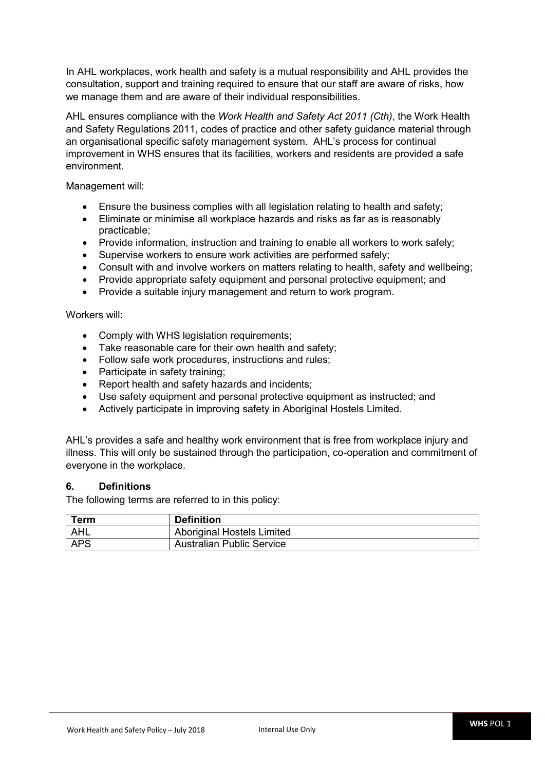In AHL workplaces, work health and safety is a mutual responsibility and AHL provides the consultation, support and training required to ensure that our staff are aware of risks, how we manage them and are aware of their individual responsibilities.

AHL ensures compliance with the *Work Health and Safety Act 2011 (Cth)*, the Work Health and Safety Regulations 2011, codes of practice and other safety guidance material through an organisational specific safety management system. AHL's process for continual improvement in WHS ensures that its facilities, workers and residents are provided a safe environment.

Management will:

- Ensure the business complies with all legislation relating to health and safety;
- Eliminate or minimise all workplace hazards and risks as far as is reasonably practicable;
- Provide information, instruction and training to enable all workers to work safely;
- Supervise workers to ensure work activities are performed safely;
- Consult with and involve workers on matters relating to health, safety and wellbeing;
- Provide appropriate safety equipment and personal protective equipment; and
- Provide a suitable injury management and return to work program.

Workers will:

- Comply with WHS legislation requirements;
- Take reasonable care for their own health and safety;
- Follow safe work procedures, instructions and rules;
- Participate in safety training;
- Report health and safety hazards and incidents;
- Use safety equipment and personal protective equipment as instructed; and
- Actively participate in improving safety in Aboriginal Hostels Limited.

AHL's provides a safe and healthy work environment that is free from workplace injury and illness. This will only be sustained through the participation, co-operation and commitment of everyone in the workplace.

## 6. Definitions

The following terms are referred to in this policy:

| Term | Definition |
|---|---|
| AHL | Aboriginal Hostels Limited |
| APS | Australian Public Service |